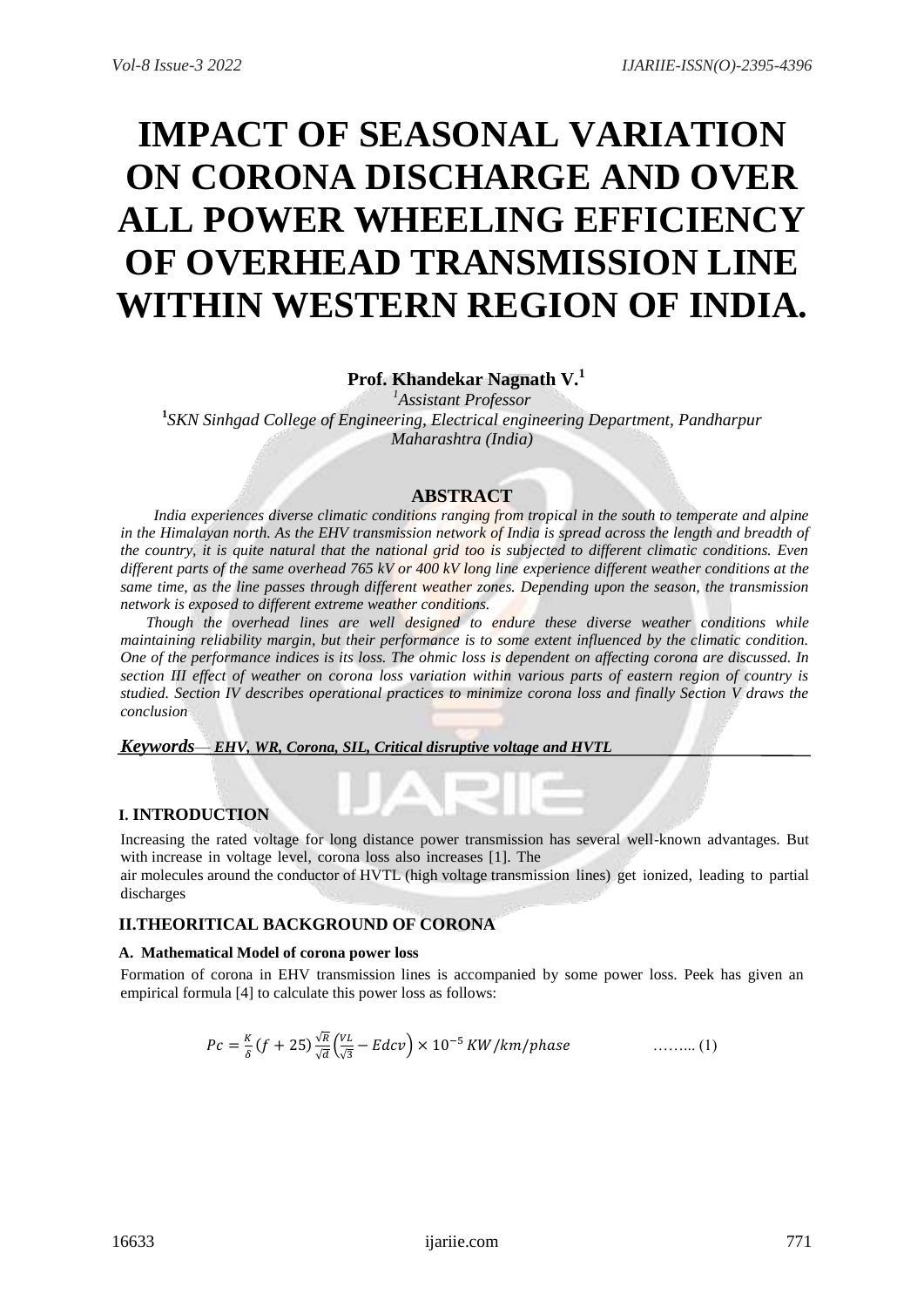# IMPACT OF SEASONAL VARIATION ON CORONA DISCHARGE AND OVER ALL POWER WHEELING EFFICIENCY OF OVERHEAD TRANSMISSION LINE WITHIN WESTERN REGION OF INDIA.

**Prof. Khandekar Nagnath V.[1]**

[1]*Assistant Professor*

[1]*SKN Sinhgad College of Engineering, Electrical engineering Department, Pandharpur Maharashtra (India)*

## ABSTRACT

*India experiences diverse climatic conditions ranging from tropical in the south to temperate and alpine in the Himalayan north. As the EHV transmission network of India is spread across the length and breadth of the country, it is quite natural that the national grid too is subjected to different climatic conditions. Even different parts of the same overhead 765 kV or 400 kV long line experience different weather conditions at the same time, as the line passes through different weather zones. Depending upon the season, the transmission network is exposed to different extreme weather conditions.*

*Though the overhead lines are well designed to endure these diverse weather conditions while maintaining reliability margin, but their performance is to some extent influenced by the climatic condition. One of the performance indices is its loss. The ohmic loss is dependent on affecting corona are discussed. In section III effect of weather on corona loss variation within various parts of eastern region of country is studied. Section IV describes operational practices to minimize corona loss and finally Section V draws the conclusion*

***Keywords**— EHV, WR, Corona, SIL, Critical disruptive voltage and HVTL*

## I. INTRODUCTION

Increasing the rated voltage for long distance power transmission has several well-known advantages. But with increase in voltage level, corona loss also increases [1]. The air molecules around the conductor of HVTL (high voltage transmission lines) get ionized, leading to partial discharges

## II.THEORITICAL BACKGROUND OF CORONA

### A. Mathematical Model of corona power loss

Formation of corona in EHV transmission lines is accompanied by some power loss. Peek has given an empirical formula [4] to calculate this power loss as follows:

$$Pc = \frac{K}{\delta}(f + 25)\frac{\sqrt{R}}{\sqrt{d}}\left(\frac{VL}{\sqrt{3}} - Edcv\right) \times 10^{-5}\, KW/km/phase \qquad \text{……... (1)}$$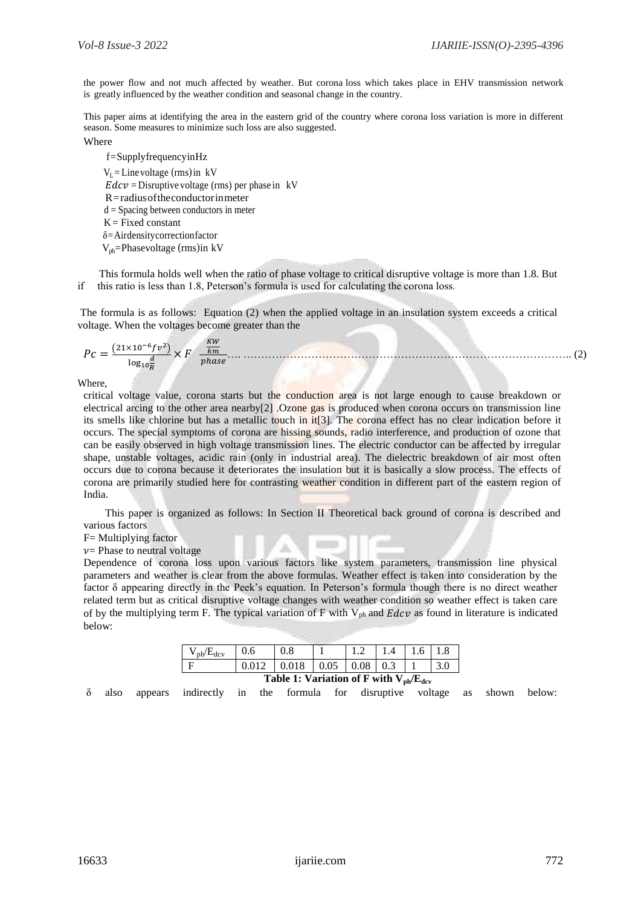the power flow and not much affected by weather. But corona loss which takes place in EHV transmission network is greatly influenced by the weather condition and seasonal change in the country.

This paper aims at identifying the area in the eastern grid of the country where corona loss variation is more in different season. Some measures to minimize such loss are also suggested.

Where

f = Supply frequency in Hz

$V_L$ = Line voltage (rms) in kV

$Edcv$ = Disruptive voltage (rms) per phase in kV

R = radius of the conductor in meter

d = Spacing between conductors in meter

K = Fixed constant

δ = Air density correction factor

$V_{ph}$ = Phase voltage (rms) in kV

This formula holds well when the ratio of phase voltage to critical disruptive voltage is more than 1.8. But if this ratio is less than 1.8, Peterson's formula is used for calculating the corona loss.

The formula is as follows: Equation (2) when the applied voltage in an insulation system exceeds a critical voltage. When the voltages become greater than the

$$Pc = \frac{(21\times10^{-6}fv^2)}{\log_{10}\frac{d}{R}} \times F \quad \frac{\frac{KW}{km}}{phase} \quad \ldots (2)$$

Where,

critical voltage value, corona starts but the conduction area is not large enough to cause breakdown or electrical arcing to the other area nearby[2] .Ozone gas is produced when corona occurs on transmission line its smells like chlorine but has a metallic touch in it[3]. The corona effect has no clear indication before it occurs. The special symptoms of corona are hissing sounds, radio interference, and production of ozone that can be easily observed in high voltage transmission lines. The electric conductor can be affected by irregular shape, unstable voltages, acidic rain (only in industrial area). The dielectric breakdown of air most often occurs due to corona because it deteriorates the insulation but it is basically a slow process. The effects of corona are primarily studied here for contrasting weather condition in different part of the eastern region of India.

This paper is organized as follows: In Section II Theoretical back ground of corona is described and various factors

F= Multiplying factor

$v$= Phase to neutral voltage

Dependence of corona loss upon various factors like system parameters, transmission line physical parameters and weather is clear from the above formulas. Weather effect is taken into consideration by the factor δ appearing directly in the Peek's equation. In Peterson's formula though there is no direct weather related term but as critical disruptive voltage changes with weather condition so weather effect is taken care of by the multiplying term F. The typical variation of F with $V_{ph}$ and $Edcv$ as found in literature is indicated below:

| $V_{ph}/E_{dcv}$ | 0.6 | 0.8 | 1 | 1.2 | 1.4 | 1.6 | 1.8 |
|---|---|---|---|---|---|---|---|
| F | 0.012 | 0.018 | 0.05 | 0.08 | 0.3 | 1 | 3.0 |

**Table 1: Variation of F with $V_{ph}/E_{dcv}$**

δ also appears indirectly in the formula for disruptive voltage as shown below: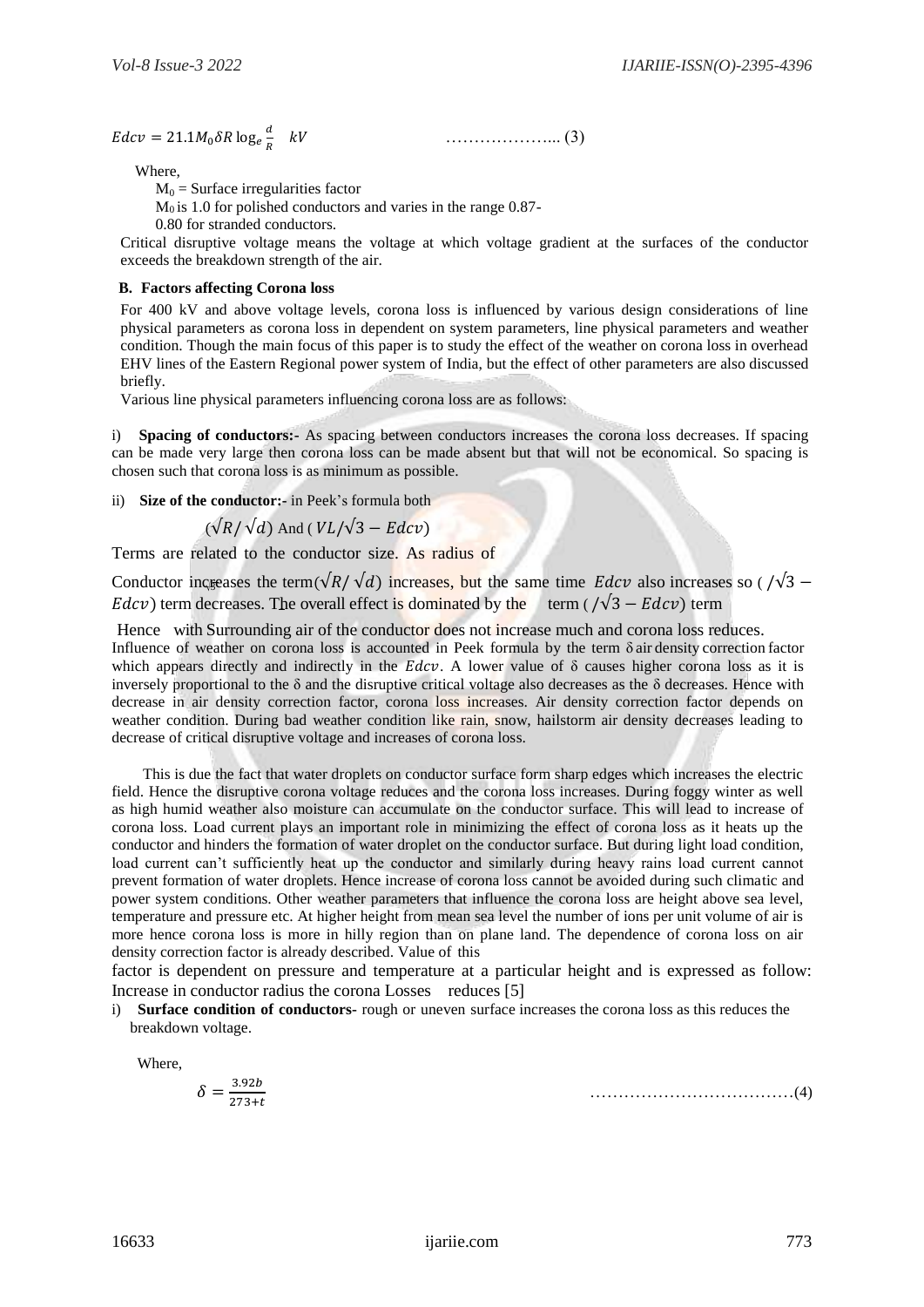$$Edcv = 21.1M_0\delta R \log_e \frac{d}{R} \quad kV \qquad \text{……………….. (3)}$$

Where,

$M_0$ = Surface irregularities factor

$M_0$ is 1.0 for polished conductors and varies in the range 0.87-0.80 for stranded conductors.

Critical disruptive voltage means the voltage at which voltage gradient at the surfaces of the conductor exceeds the breakdown strength of the air.

### B. Factors affecting Corona loss

For 400 kV and above voltage levels, corona loss is influenced by various design considerations of line physical parameters as corona loss in dependent on system parameters, line physical parameters and weather condition. Though the main focus of this paper is to study the effect of the weather on corona loss in overhead EHV lines of the Eastern Regional power system of India, but the effect of other parameters are also discussed briefly.

Various line physical parameters influencing corona loss are as follows:

i) **Spacing of conductors:-** As spacing between conductors increases the corona loss decreases. If spacing can be made very large then corona loss can be made absent but that will not be economical. So spacing is chosen such that corona loss is as minimum as possible.

ii) **Size of the conductor:-** in Peek's formula both

$(\sqrt{R}/\sqrt{d})$ And $(VL/\sqrt{3} - Edcv)$

Terms are related to the conductor size. As radius of

Conductor increases the term$(\sqrt{R}/\sqrt{d})$ increases, but the same time $Edcv$ also increases so $(/\sqrt{3} - Edcv)$ term decreases. The overall effect is dominated by the term $(/\sqrt{3} - Edcv)$ term

Hence with Surrounding air of the conductor does not increase much and corona loss reduces.

Influence of weather on corona loss is accounted in Peek formula by the term δ air density correction factor which appears directly and indirectly in the $Edcv$. A lower value of δ causes higher corona loss as it is inversely proportional to the δ and the disruptive critical voltage also decreases as the δ decreases. Hence with decrease in air density correction factor, corona loss increases. Air density correction factor depends on weather condition. During bad weather condition like rain, snow, hailstorm air density decreases leading to decrease of critical disruptive voltage and increases of corona loss.

This is due the fact that water droplets on conductor surface form sharp edges which increases the electric field. Hence the disruptive corona voltage reduces and the corona loss increases. During foggy winter as well as high humid weather also moisture can accumulate on the conductor surface. This will lead to increase of corona loss. Load current plays an important role in minimizing the effect of corona loss as it heats up the conductor and hinders the formation of water droplet on the conductor surface. But during light load condition, load current can't sufficiently heat up the conductor and similarly during heavy rains load current cannot prevent formation of water droplets. Hence increase of corona loss cannot be avoided during such climatic and power system conditions. Other weather parameters that influence the corona loss are height above sea level, temperature and pressure etc. At higher height from mean sea level the number of ions per unit volume of air is more hence corona loss is more in hilly region than on plane land. The dependence of corona loss on air density correction factor is already described. Value of this factor is dependent on pressure and temperature at a particular height and is expressed as follow:

Increase in conductor radius the corona Losses reduces [5]

i) **Surface condition of conductors-** rough or uneven surface increases the corona loss as this reduces the breakdown voltage.

Where,

$$\delta = \frac{3.92b}{273+t} \qquad \text{………………………………(4)}$$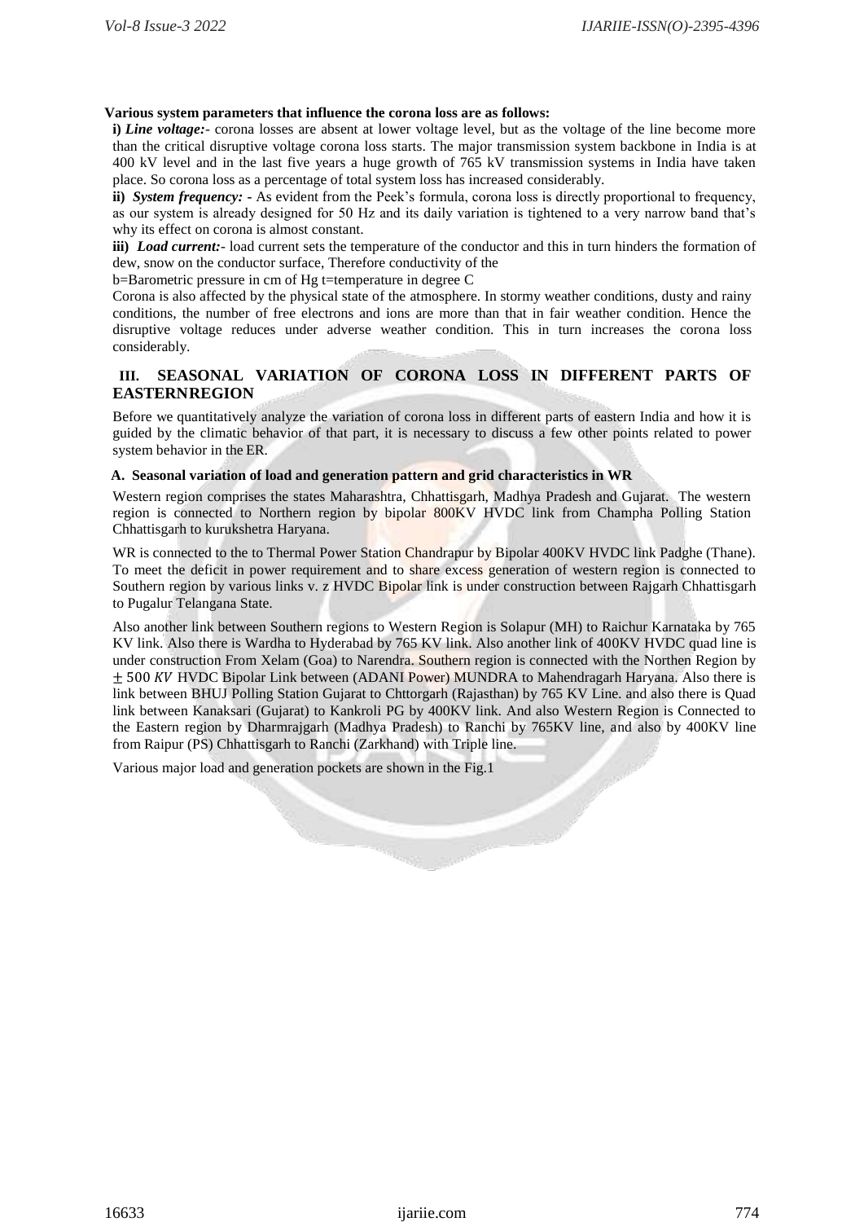**Various system parameters that influence the corona loss are as follows:**

**i)** ***Line voltage:***- corona losses are absent at lower voltage level, but as the voltage of the line become more than the critical disruptive voltage corona loss starts. The major transmission system backbone in India is at 400 kV level and in the last five years a huge growth of 765 kV transmission systems in India have taken place. So corona loss as a percentage of total system loss has increased considerably.

**ii)** ***System frequency:*** - As evident from the Peek's formula, corona loss is directly proportional to frequency, as our system is already designed for 50 Hz and its daily variation is tightened to a very narrow band that's why its effect on corona is almost constant.

**iii)** ***Load current:***- load current sets the temperature of the conductor and this in turn hinders the formation of dew, snow on the conductor surface, Therefore conductivity of the

b=Barometric pressure in cm of Hg t=temperature in degree C

Corona is also affected by the physical state of the atmosphere. In stormy weather conditions, dusty and rainy conditions, the number of free electrons and ions are more than that in fair weather condition. Hence the disruptive voltage reduces under adverse weather condition. This in turn increases the corona loss considerably.

## III. SEASONAL VARIATION OF CORONA LOSS IN DIFFERENT PARTS OF EASTERNREGION

Before we quantitatively analyze the variation of corona loss in different parts of eastern India and how it is guided by the climatic behavior of that part, it is necessary to discuss a few other points related to power system behavior in the ER.

### A. Seasonal variation of load and generation pattern and grid characteristics in WR

Western region comprises the states Maharashtra, Chhattisgarh, Madhya Pradesh and Gujarat. The western region is connected to Northern region by bipolar 800KV HVDC link from Champha Polling Station Chhattisgarh to kurukshetra Haryana.

WR is connected to the to Thermal Power Station Chandrapur by Bipolar 400KV HVDC link Padghe (Thane). To meet the deficit in power requirement and to share excess generation of western region is connected to Southern region by various links v. z HVDC Bipolar link is under construction between Rajgarh Chhattisgarh to Pugalur Telangana State.

Also another link between Southern regions to Western Region is Solapur (MH) to Raichur Karnataka by 765 KV link. Also there is Wardha to Hyderabad by 765 KV link. Also another link of 400KV HVDC quad line is under construction From Xelam (Goa) to Narendra. Southern region is connected with the Northen Region by $\pm 500\ KV$ HVDC Bipolar Link between (ADANI Power) MUNDRA to Mahendragarh Haryana. Also there is link between BHUJ Polling Station Gujarat to Chttorgarh (Rajasthan) by 765 KV Line. and also there is Quad link between Kanaksari (Gujarat) to Kankroli PG by 400KV link. And also Western Region is Connected to the Eastern region by Dharmrajgarh (Madhya Pradesh) to Ranchi by 765KV line, and also by 400KV line from Raipur (PS) Chhattisgarh to Ranchi (Zarkhand) with Triple line.

Various major load and generation pockets are shown in the Fig.1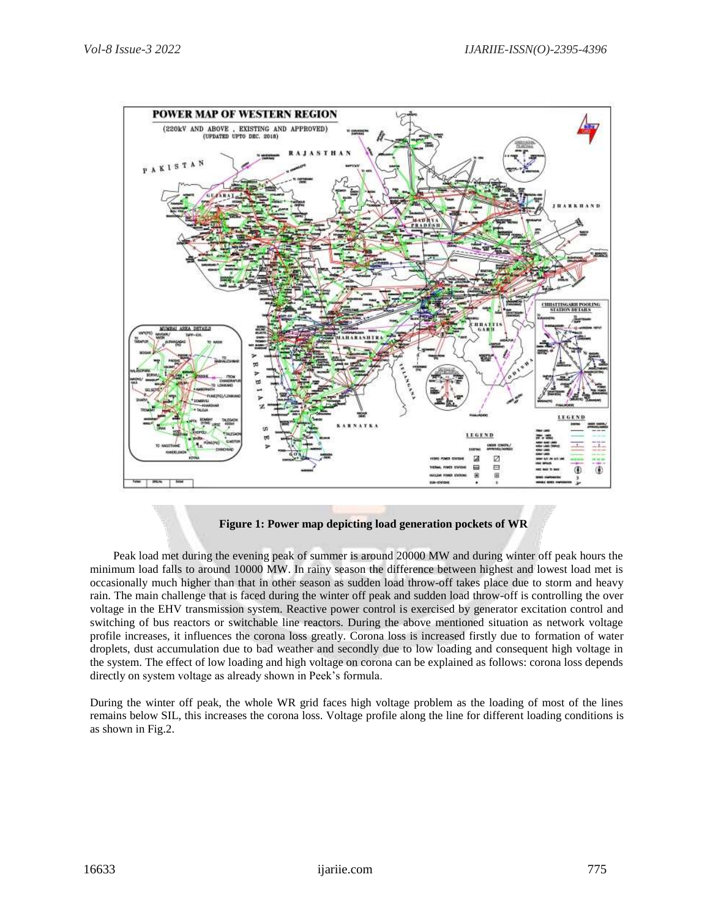Figure 1: Power map depicting load generation pockets of WR

Peak load met during the evening peak of summer is around 20000 MW and during winter off peak hours the minimum load falls to around 10000 MW. In rainy season the difference between highest and lowest load met is occasionally much higher than that in other season as sudden load throw-off takes place due to storm and heavy rain. The main challenge that is faced during the winter off peak and sudden load throw-off is controlling the over voltage in the EHV transmission system. Reactive power control is exercised by generator excitation control and switching of bus reactors or switchable line reactors. During the above mentioned situation as network voltage profile increases, it influences the corona loss greatly. Corona loss is increased firstly due to formation of water droplets, dust accumulation due to bad weather and secondly due to low loading and consequent high voltage in the system. The effect of low loading and high voltage on corona can be explained as follows: corona loss depends directly on system voltage as already shown in Peek's formula.

During the winter off peak, the whole WR grid faces high voltage problem as the loading of most of the lines remains below SIL, this increases the corona loss. Voltage profile along the line for different loading conditions is as shown in Fig.2.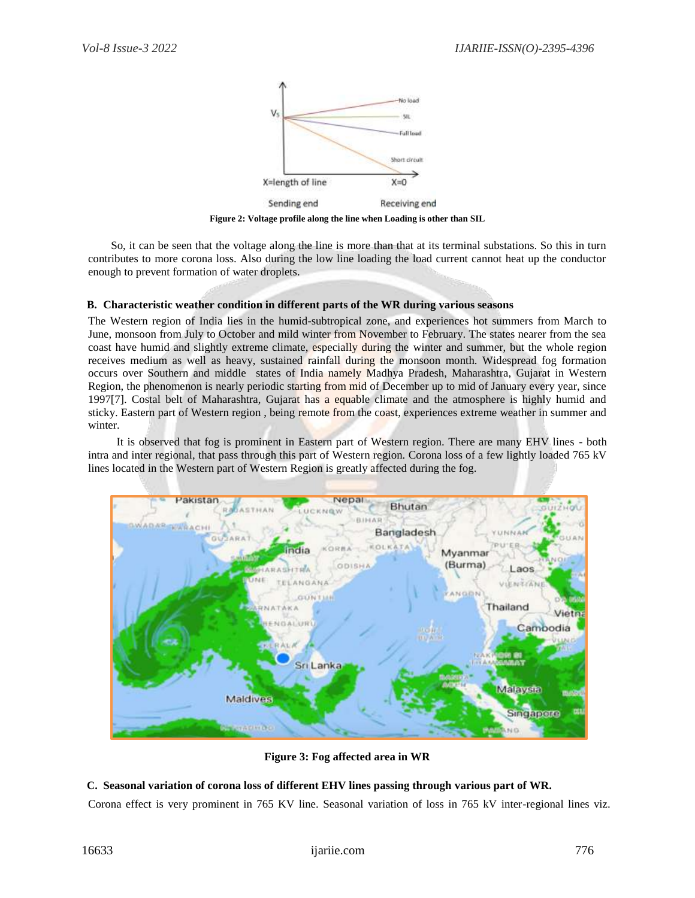Figure 2: Voltage profile along the line when Loading is other than SIL

So, it can be seen that the voltage along the line is more than that at its terminal substations. So this in turn contributes to more corona loss. Also during the low line loading the load current cannot heat up the conductor enough to prevent formation of water droplets.

### B. Characteristic weather condition in different parts of the WR during various seasons

The Western region of India lies in the humid-subtropical zone, and experiences hot summers from March to June, monsoon from July to October and mild winter from November to February. The states nearer from the sea coast have humid and slightly extreme climate, especially during the winter and summer, but the whole region receives medium as well as heavy, sustained rainfall during the monsoon month. Widespread fog formation occurs over Southern and middle states of India namely Madhya Pradesh, Maharashtra, Gujarat in Western Region, the phenomenon is nearly periodic starting from mid of December up to mid of January every year, since 1997[7]. Costal belt of Maharashtra, Gujarat has a equable climate and the atmosphere is highly humid and sticky. Eastern part of Western region , being remote from the coast, experiences extreme weather in summer and winter.

It is observed that fog is prominent in Eastern part of Western region. There are many EHV lines - both intra and inter regional, that pass through this part of Western region. Corona loss of a few lightly loaded 765 kV lines located in the Western part of Western Region is greatly affected during the fog.

Figure 3: Fog affected area in WR

### C. Seasonal variation of corona loss of different EHV lines passing through various part of WR.

Corona effect is very prominent in 765 KV line. Seasonal variation of loss in 765 kV inter-regional lines viz.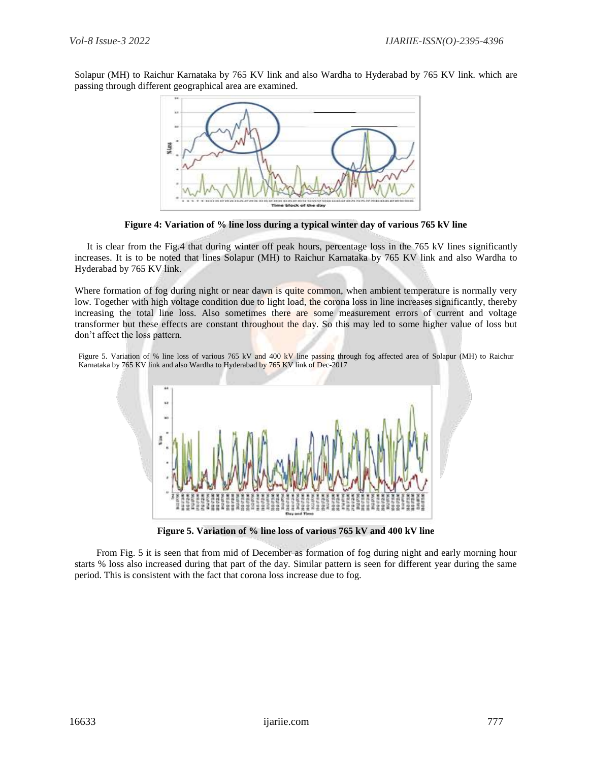Solapur (MH) to Raichur Karnataka by 765 KV link and also Wardha to Hyderabad by 765 KV link. which are passing through different geographical area are examined.

**Figure 4: Variation of % line loss during a typical winter day of various 765 kV line**

It is clear from the Fig.4 that during winter off peak hours, percentage loss in the 765 kV lines significantly increases. It is to be noted that lines Solapur (MH) to Raichur Karnataka by 765 KV link and also Wardha to Hyderabad by 765 KV link.

Where formation of fog during night or near dawn is quite common, when ambient temperature is normally very low. Together with high voltage condition due to light load, the corona loss in line increases significantly, thereby increasing the total line loss. Also sometimes there are some measurement errors of current and voltage transformer but these effects are constant throughout the day. So this may led to some higher value of loss but don't affect the loss pattern.

Figure 5. Variation of % line loss of various 765 kV and 400 kV line passing through fog affected area of Solapur (MH) to Raichur Karnataka by 765 KV link and also Wardha to Hyderabad by 765 KV link of Dec-2017

**Figure 5. Variation of % line loss of various 765 kV and 400 kV line**

From Fig. 5 it is seen that from mid of December as formation of fog during night and early morning hour starts % loss also increased during that part of the day. Similar pattern is seen for different year during the same period. This is consistent with the fact that corona loss increase due to fog.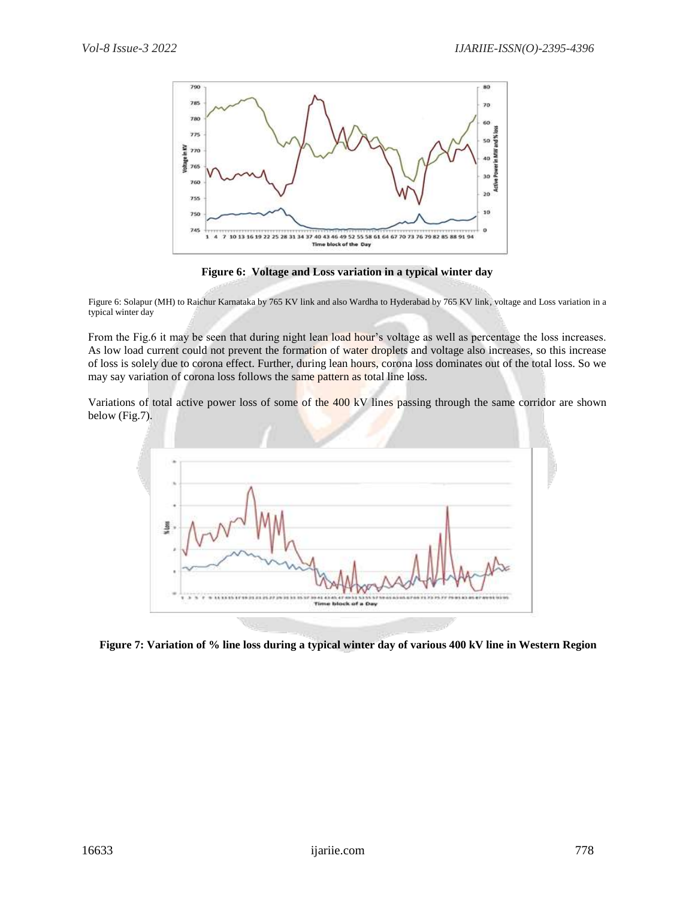**Figure 6: Voltage and Loss variation in a typical winter day**

Figure 6: Solapur (MH) to Raichur Karnataka by 765 KV link and also Wardha to Hyderabad by 765 KV link, voltage and Loss variation in a typical winter day

From the Fig.6 it may be seen that during night lean load hour's voltage as well as percentage the loss increases. As low load current could not prevent the formation of water droplets and voltage also increases, so this increase of loss is solely due to corona effect. Further, during lean hours, corona loss dominates out of the total loss. So we may say variation of corona loss follows the same pattern as total line loss.

Variations of total active power loss of some of the 400 kV lines passing through the same corridor are shown below (Fig.7).

**Figure 7: Variation of % line loss during a typical winter day of various 400 kV line in Western Region**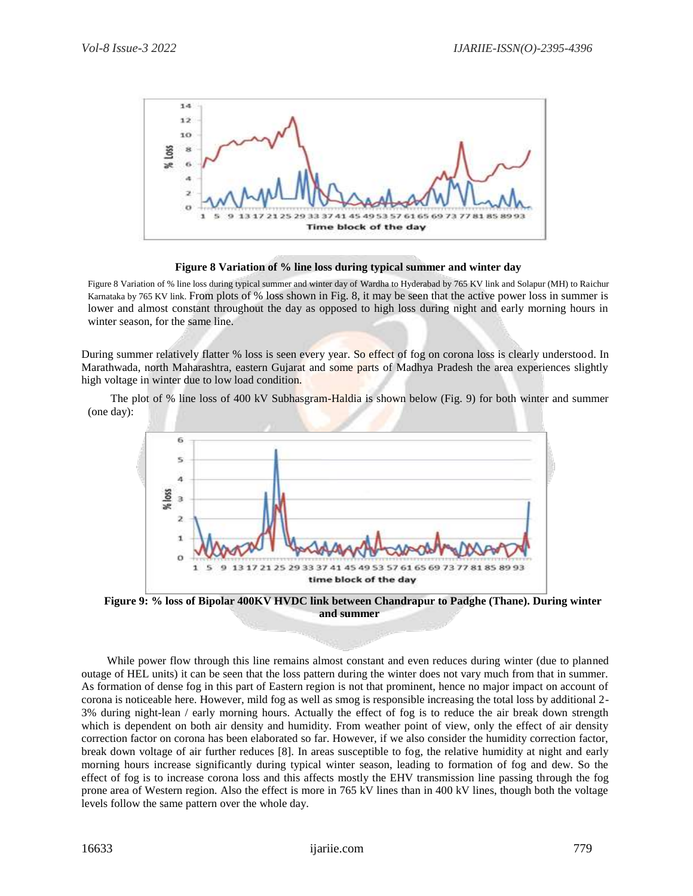**Figure 8 Variation of % line loss during typical summer and winter day**

Figure 8 Variation of % line loss during typical summer and winter day of Wardha to Hyderabad by 765 KV link and Solapur (MH) to Raichur Karnataka by 765 KV link. From plots of % loss shown in Fig. 8, it may be seen that the active power loss in summer is lower and almost constant throughout the day as opposed to high loss during night and early morning hours in winter season, for the same line.

During summer relatively flatter % loss is seen every year. So effect of fog on corona loss is clearly understood. In Marathwada, north Maharashtra, eastern Gujarat and some parts of Madhya Pradesh the area experiences slightly high voltage in winter due to low load condition.

The plot of % line loss of 400 kV Subhasgram-Haldia is shown below (Fig. 9) for both winter and summer (one day):

**Figure 9: % loss of Bipolar 400KV HVDC link between Chandrapur to Padghe (Thane). During winter and summer**

While power flow through this line remains almost constant and even reduces during winter (due to planned outage of HEL units) it can be seen that the loss pattern during the winter does not vary much from that in summer. As formation of dense fog in this part of Eastern region is not that prominent, hence no major impact on account of corona is noticeable here. However, mild fog as well as smog is responsible increasing the total loss by additional 2-3% during night-lean / early morning hours. Actually the effect of fog is to reduce the air break down strength which is dependent on both air density and humidity. From weather point of view, only the effect of air density correction factor on corona has been elaborated so far. However, if we also consider the humidity correction factor, break down voltage of air further reduces [8]. In areas susceptible to fog, the relative humidity at night and early morning hours increase significantly during typical winter season, leading to formation of fog and dew. So the effect of fog is to increase corona loss and this affects mostly the EHV transmission line passing through the fog prone area of Western region. Also the effect is more in 765 kV lines than in 400 kV lines, though both the voltage levels follow the same pattern over the whole day.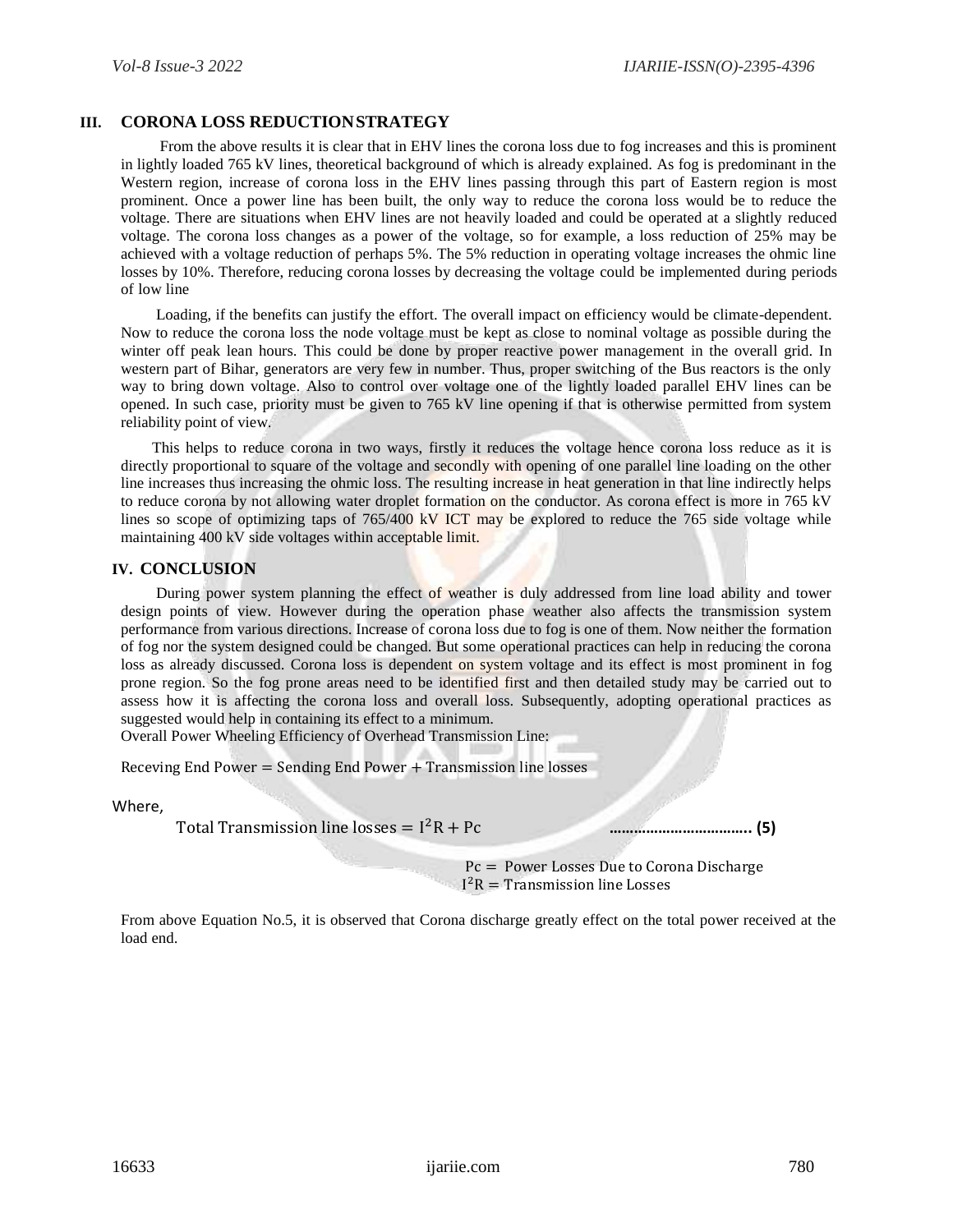## III. CORONA LOSS REDUCTION STRATEGY

From the above results it is clear that in EHV lines the corona loss due to fog increases and this is prominent in lightly loaded 765 kV lines, theoretical background of which is already explained. As fog is predominant in the Western region, increase of corona loss in the EHV lines passing through this part of Eastern region is most prominent. Once a power line has been built, the only way to reduce the corona loss would be to reduce the voltage. There are situations when EHV lines are not heavily loaded and could be operated at a slightly reduced voltage. The corona loss changes as a power of the voltage, so for example, a loss reduction of 25% may be achieved with a voltage reduction of perhaps 5%. The 5% reduction in operating voltage increases the ohmic line losses by 10%. Therefore, reducing corona losses by decreasing the voltage could be implemented during periods of low line

Loading, if the benefits can justify the effort. The overall impact on efficiency would be climate-dependent. Now to reduce the corona loss the node voltage must be kept as close to nominal voltage as possible during the winter off peak lean hours. This could be done by proper reactive power management in the overall grid. In western part of Bihar, generators are very few in number. Thus, proper switching of the Bus reactors is the only way to bring down voltage. Also to control over voltage one of the lightly loaded parallel EHV lines can be opened. In such case, priority must be given to 765 kV line opening if that is otherwise permitted from system reliability point of view.

This helps to reduce corona in two ways, firstly it reduces the voltage hence corona loss reduce as it is directly proportional to square of the voltage and secondly with opening of one parallel line loading on the other line increases thus increasing the ohmic loss. The resulting increase in heat generation in that line indirectly helps to reduce corona by not allowing water droplet formation on the conductor. As corona effect is more in 765 kV lines so scope of optimizing taps of 765/400 kV ICT may be explored to reduce the 765 side voltage while maintaining 400 kV side voltages within acceptable limit.

## IV. CONCLUSION

During power system planning the effect of weather is duly addressed from line load ability and tower design points of view. However during the operation phase weather also affects the transmission system performance from various directions. Increase of corona loss due to fog is one of them. Now neither the formation of fog nor the system designed could be changed. But some operational practices can help in reducing the corona loss as already discussed. Corona loss is dependent on system voltage and its effect is most prominent in fog prone region. So the fog prone areas need to be identified first and then detailed study may be carried out to assess how it is affecting the corona loss and overall loss. Subsequently, adopting operational practices as suggested would help in containing its effect to a minimum.

Overall Power Wheeling Efficiency of Overhead Transmission Line:

$$\text{Receving End Power} = \text{Sending End Power} + \text{Transmission line losses}$$

Where,

$$\text{Total Transmission line losses} = I^2R + Pc \quad \text{.................................} \textbf{(5)}$$

$Pc =$ Power Losses Due to Corona Discharge

$I^2R =$ Transmission line Losses

From above Equation No.5, it is observed that Corona discharge greatly effect on the total power received at the load end.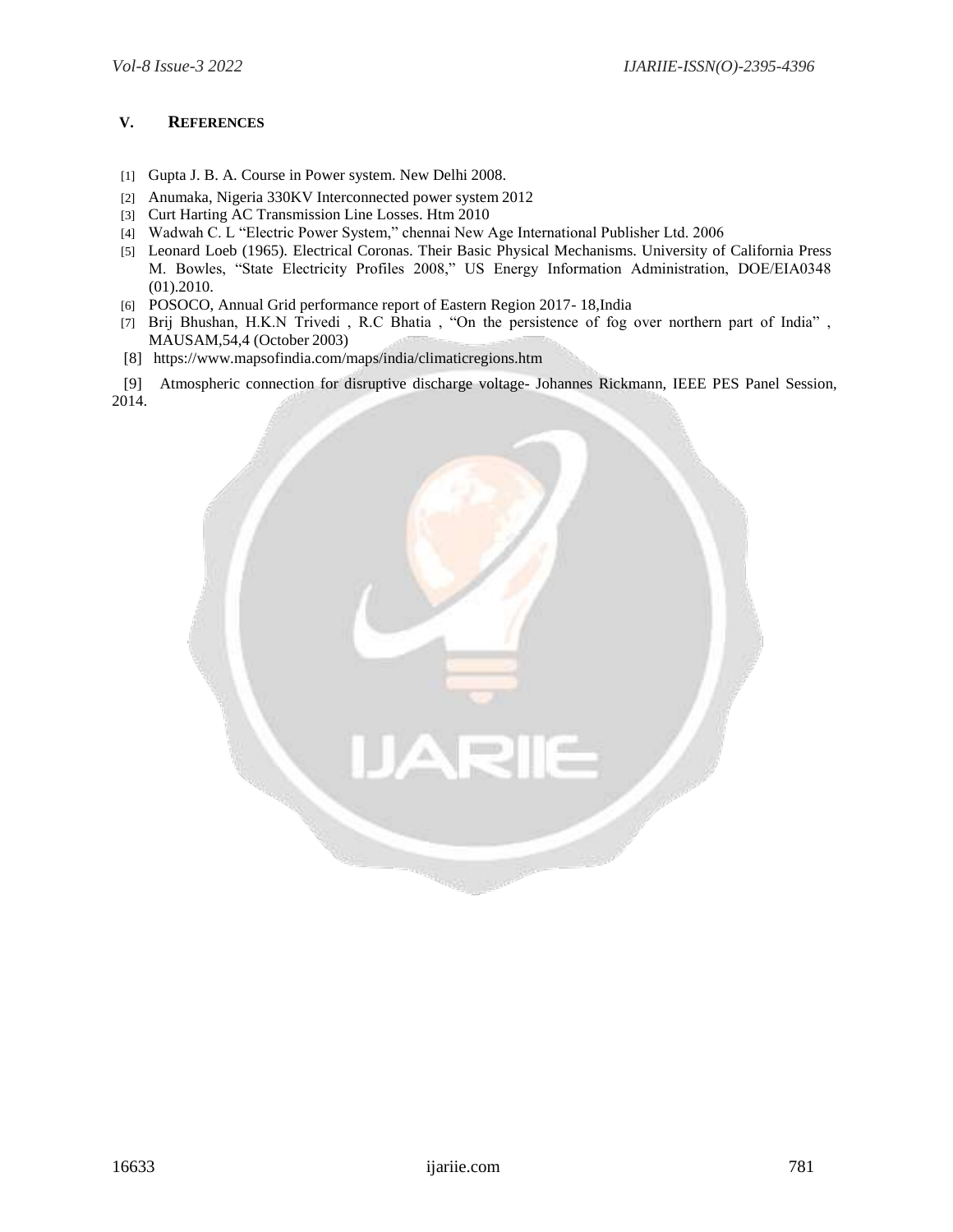## V. REFERENCES

[1] Gupta J. B. A. Course in Power system. New Delhi 2008.

[2] Anumaka, Nigeria 330KV Interconnected power system 2012

[3] Curt Harting AC Transmission Line Losses. Htm 2010

[4] Wadwah C. L "Electric Power System," chennai New Age International Publisher Ltd. 2006

[5] Leonard Loeb (1965). Electrical Coronas. Their Basic Physical Mechanisms. University of California Press M. Bowles, "State Electricity Profiles 2008," US Energy Information Administration, DOE/EIA0348 (01).2010.

[6] POSOCO, Annual Grid performance report of Eastern Region 2017- 18,India

[7] Brij Bhushan, H.K.N Trivedi , R.C Bhatia , "On the persistence of fog over northern part of India" , MAUSAM,54,4 (October 2003)

[8] https://www.mapsofindia.com/maps/india/climaticregions.htm

[9] Atmospheric connection for disruptive discharge voltage- Johannes Rickmann, IEEE PES Panel Session, 2014.